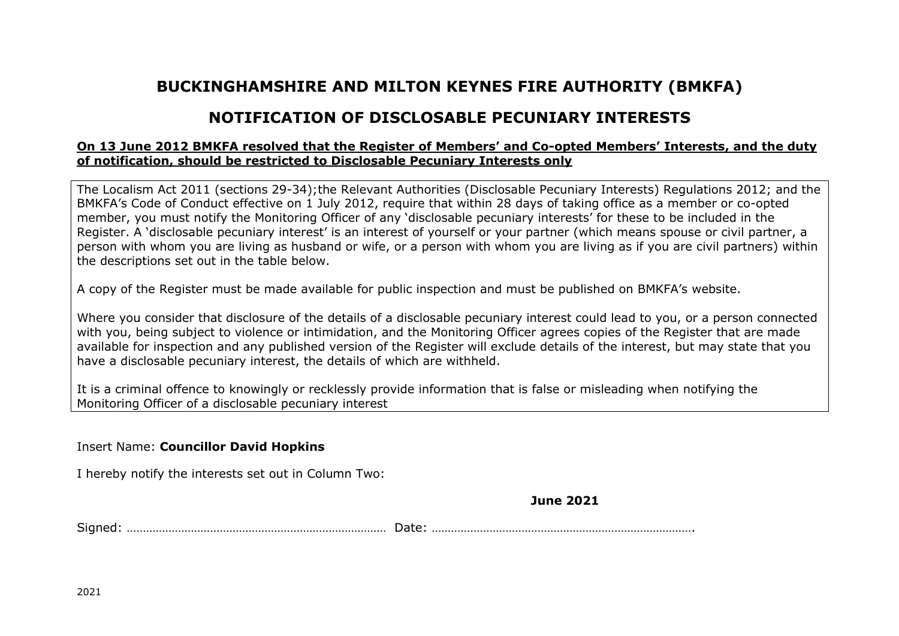# BUCKINGHAMSHIRE AND MILTON KEYNES FIRE AUTHORITY (BMKFA)

## NOTIFICATION OF DISCLOSABLE PECUNIARY INTERESTS

**On 13 June 2012 BMKFA resolved that the Register of Members' and Co-opted Members' Interests, and the duty of notification, should be restricted to Disclosable Pecuniary Interests only**

The Localism Act 2011 (sections 29-34); the Relevant Authorities (Disclosable Pecuniary Interests) Regulations 2012; and the BMKFA's Code of Conduct effective on 1 July 2012, require that within 28 days of taking office as a member or co-opted member, you must notify the Monitoring Officer of any 'disclosable pecuniary interests' for these to be included in the Register. A 'disclosable pecuniary interest' is an interest of yourself or your partner (which means spouse or civil partner, a person with whom you are living as husband or wife, or a person with whom you are living as if you are civil partners) within the descriptions set out in the table below.

A copy of the Register must be made available for public inspection and must be published on BMKFA's website.

Where you consider that disclosure of the details of a disclosable pecuniary interest could lead to you, or a person connected with you, being subject to violence or intimidation, and the Monitoring Officer agrees copies of the Register that are made available for inspection and any published version of the Register will exclude details of the interest, but may state that you have a disclosable pecuniary interest, the details of which are withheld.

It is a criminal offence to knowingly or recklessly provide information that is false or misleading when notifying the Monitoring Officer of a disclosable pecuniary interest

Insert Name: **Councillor David Hopkins**

I hereby notify the interests set out in Column Two:

**June 2021**

Signed: …………………………………………………………………… Date: …………………………………………………………………….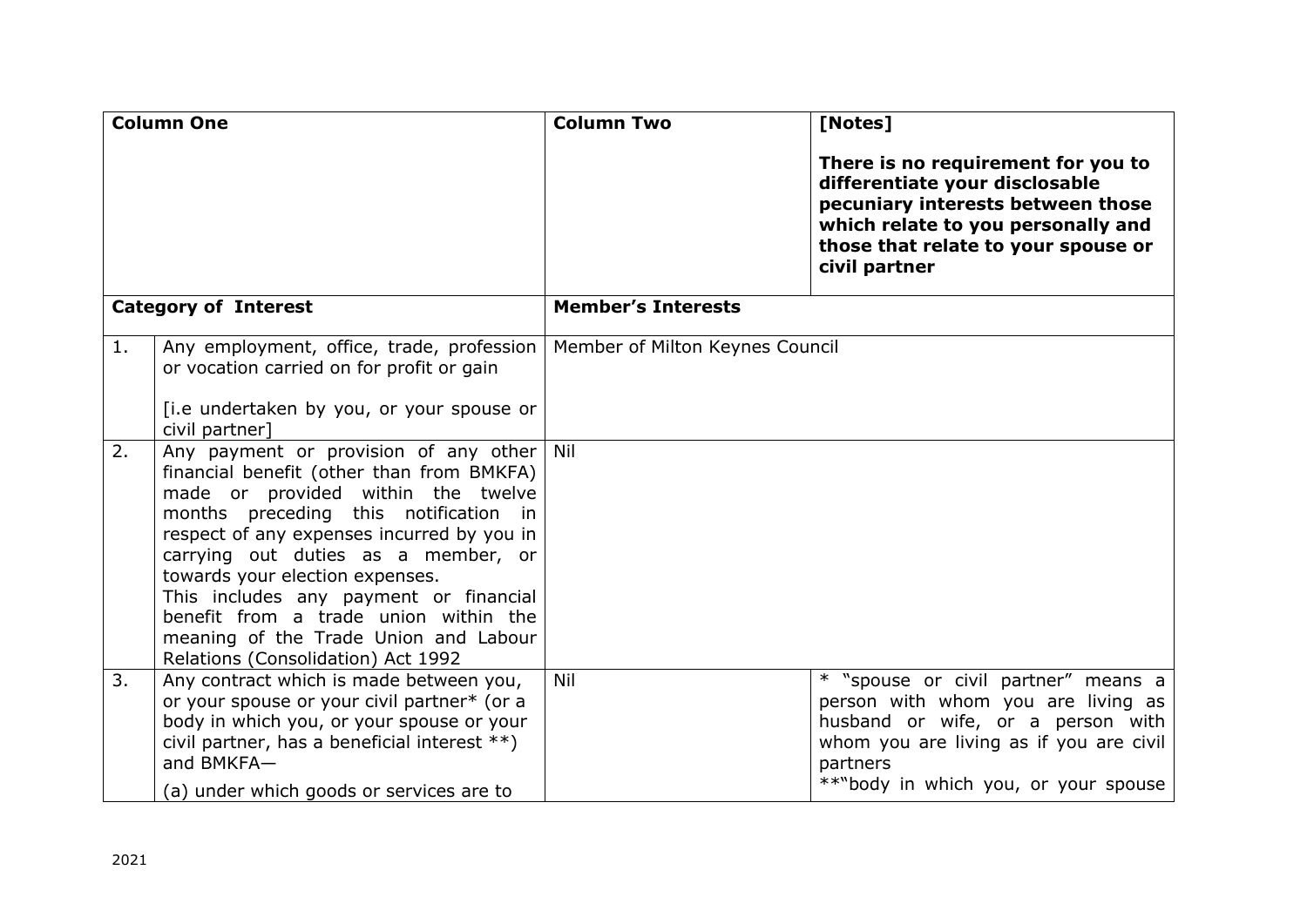| Column One | | Column Two | [Notes]<br><br>**There is no requirement for you to differentiate your disclosable pecuniary interests between those which relate to you personally and those that relate to your spouse or civil partner** |
|---|---|---|---|
| **Category of Interest** | | **Member's Interests** | |
| 1. | Any employment, office, trade, profession or vocation carried on for profit or gain<br><br>[i.e undertaken by you, or your spouse or civil partner] | Member of Milton Keynes Council | |
| 2. | Any payment or provision of any other financial benefit (other than from BMKFA) made or provided within the twelve months preceding this notification in respect of any expenses incurred by you in carrying out duties as a member, or towards your election expenses.<br>This includes any payment or financial benefit from a trade union within the meaning of the Trade Union and Labour Relations (Consolidation) Act 1992 | Nil | |
| 3. | Any contract which is made between you, or your spouse or your civil partner* (or a body in which you, or your spouse or your civil partner, has a beneficial interest **) and BMKFA—<br>(a) under which goods or services are to | Nil | * "spouse or civil partner" means a person with whom you are living as husband or wife, or a person with whom you are living as if you are civil partners<br>**"body in which you, or your spouse |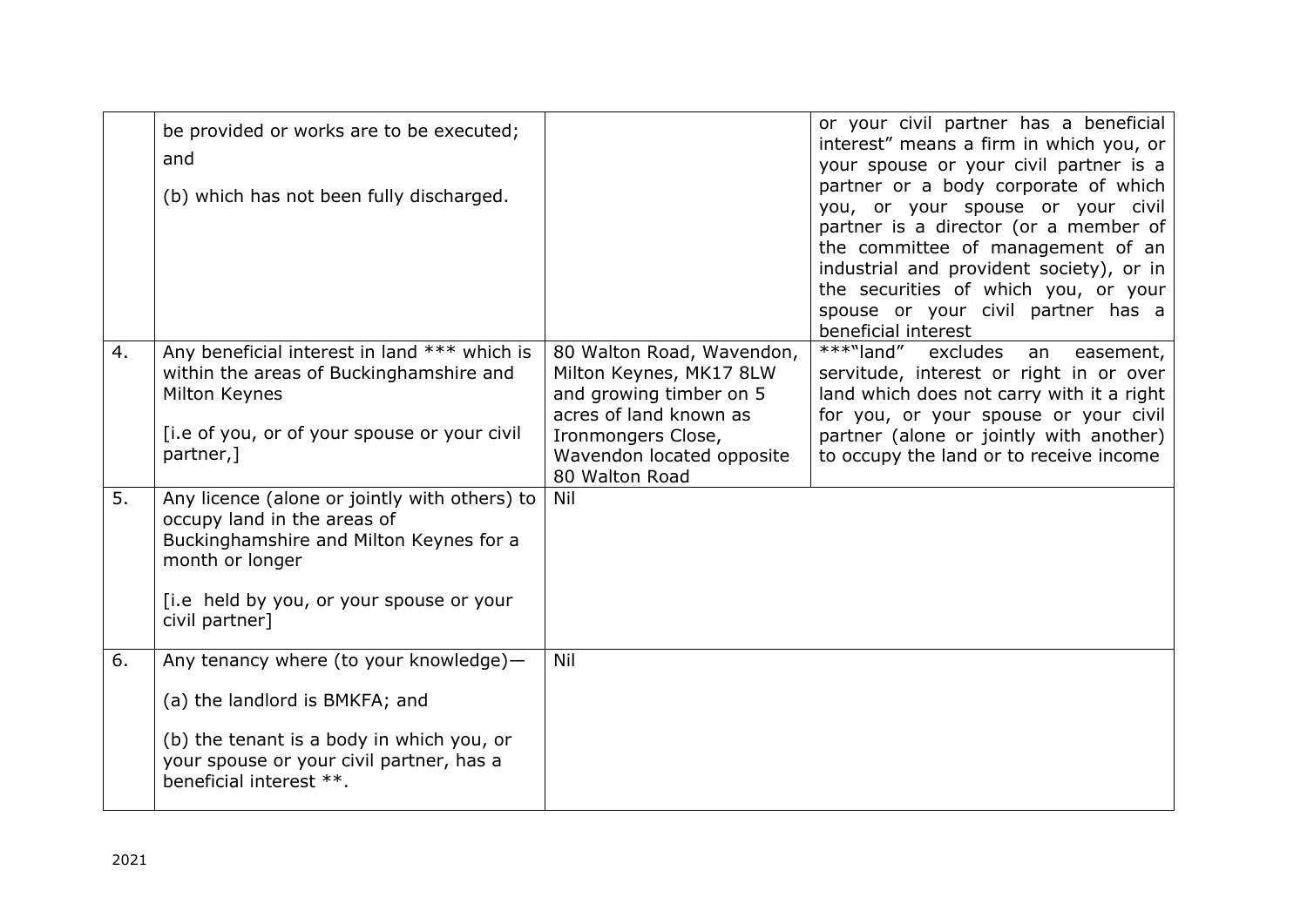| | | | |
|---|---|---|---|
| | be provided or works are to be executed; and<br><br>(b) which has not been fully discharged. | | or your civil partner has a beneficial interest" means a firm in which you, or your spouse or your civil partner is a partner or a body corporate of which you, or your spouse or your civil partner is a director (or a member of the committee of management of an industrial and provident society), or in the securities of which you, or your spouse or your civil partner has a beneficial interest |
| 4. | Any beneficial interest in land *** which is within the areas of Buckinghamshire and Milton Keynes<br><br>[i.e of you, or of your spouse or your civil partner,] | 80 Walton Road, Wavendon, Milton Keynes, MK17 8LW and growing timber on 5 acres of land known as Ironmongers Close, Wavendon located opposite 80 Walton Road | ***"land" excludes an easement, servitude, interest or right in or over land which does not carry with it a right for you, or your spouse or your civil partner (alone or jointly with another) to occupy the land or to receive income |
| 5. | Any licence (alone or jointly with others) to occupy land in the areas of Buckinghamshire and Milton Keynes for a month or longer<br><br>[i.e held by you, or your spouse or your civil partner] | Nil | |
| 6. | Any tenancy where (to your knowledge)—<br><br>(a) the landlord is BMKFA; and<br><br>(b) the tenant is a body in which you, or your spouse or your civil partner, has a beneficial interest **. | Nil | |

2021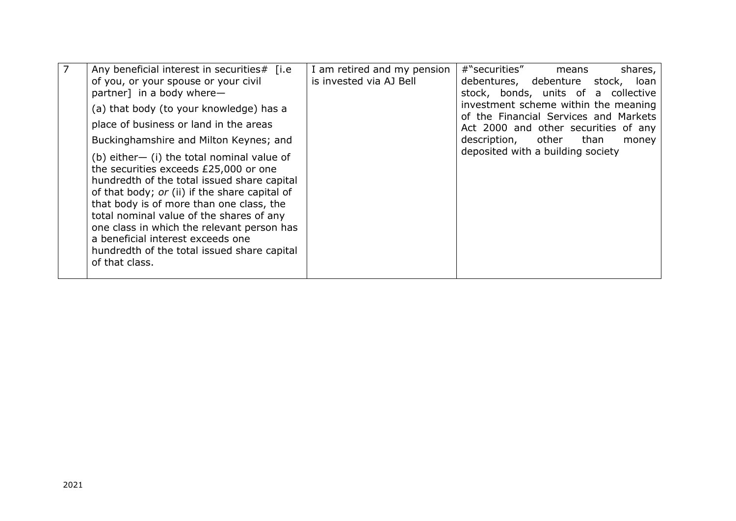| | | | |
|---|---|---|---|
| 7 | Any beneficial interest in securities# [i.e of you, or your spouse or your civil partner] in a body where—<br><br>(a) that body (to your knowledge) has a place of business or land in the areas Buckinghamshire and Milton Keynes; and<br><br>(b) either— (i) the total nominal value of the securities exceeds £25,000 or one hundredth of the total issued share capital of that body; *or* (ii) if the share capital of that body is of more than one class, the total nominal value of the shares of any one class in which the relevant person has a beneficial interest exceeds one hundredth of the total issued share capital of that class. | I am retired and my pension is invested via AJ Bell | #"securities" means shares, debentures, debenture stock, loan stock, bonds, units of a collective investment scheme within the meaning of the Financial Services and Markets Act 2000 and other securities of any description, other than money deposited with a building society |

2021